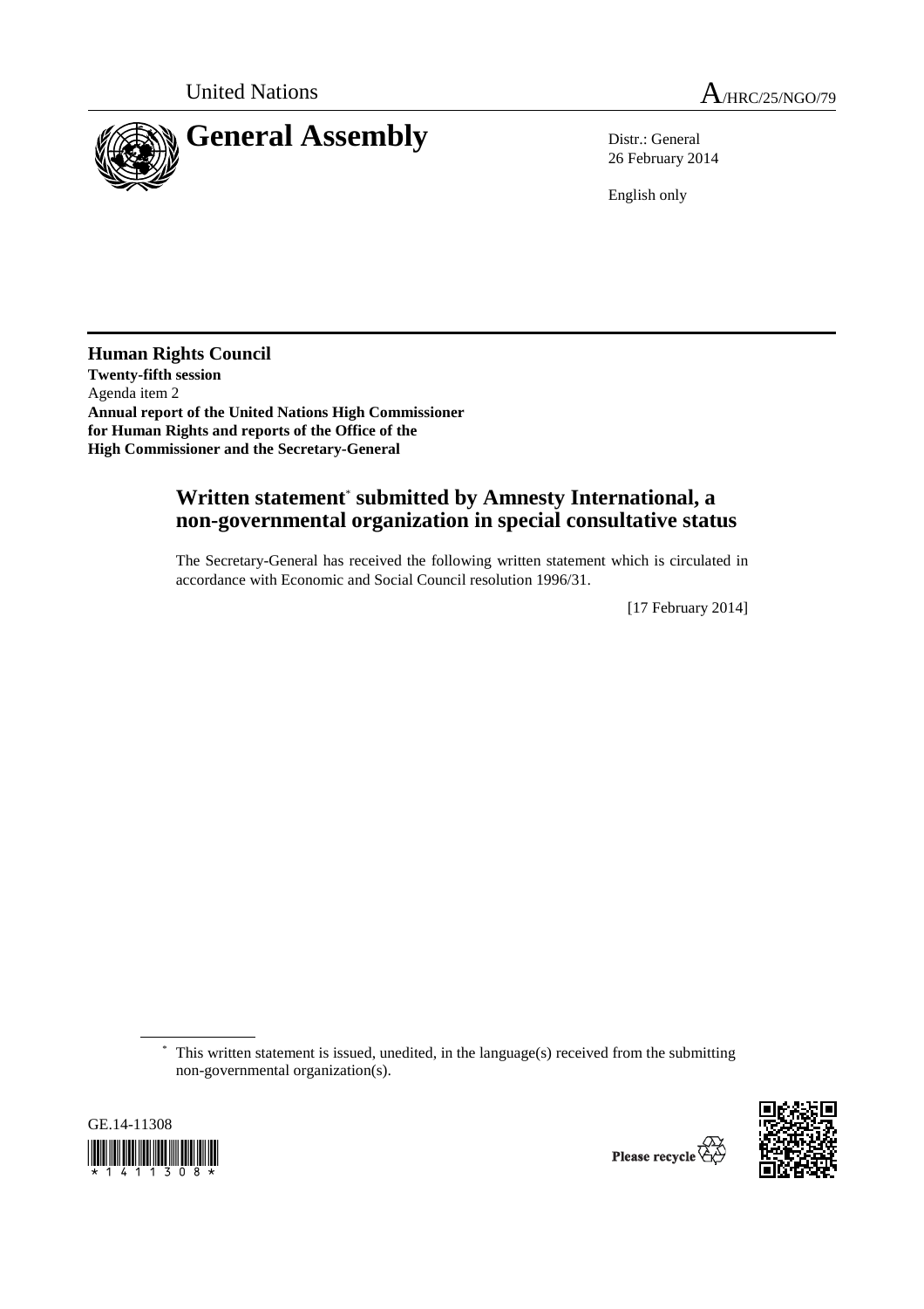United Nations

A/HRC/25/NGO/79

# General Assembly

Distr.: General
26 February 2014

English only

**Human Rights Council**
**Twenty-fifth session**
Agenda item 2
**Annual report of the United Nations High Commissioner for Human Rights and reports of the Office of the High Commissioner and the Secretary-General**

## Written statement* submitted by Amnesty International, a non-governmental organization in special consultative status

The Secretary-General has received the following written statement which is circulated in accordance with Economic and Social Council resolution 1996/31.

[17 February 2014]

\* This written statement is issued, unedited, in the language(s) received from the submitting non-governmental organization(s).

GE.14-11308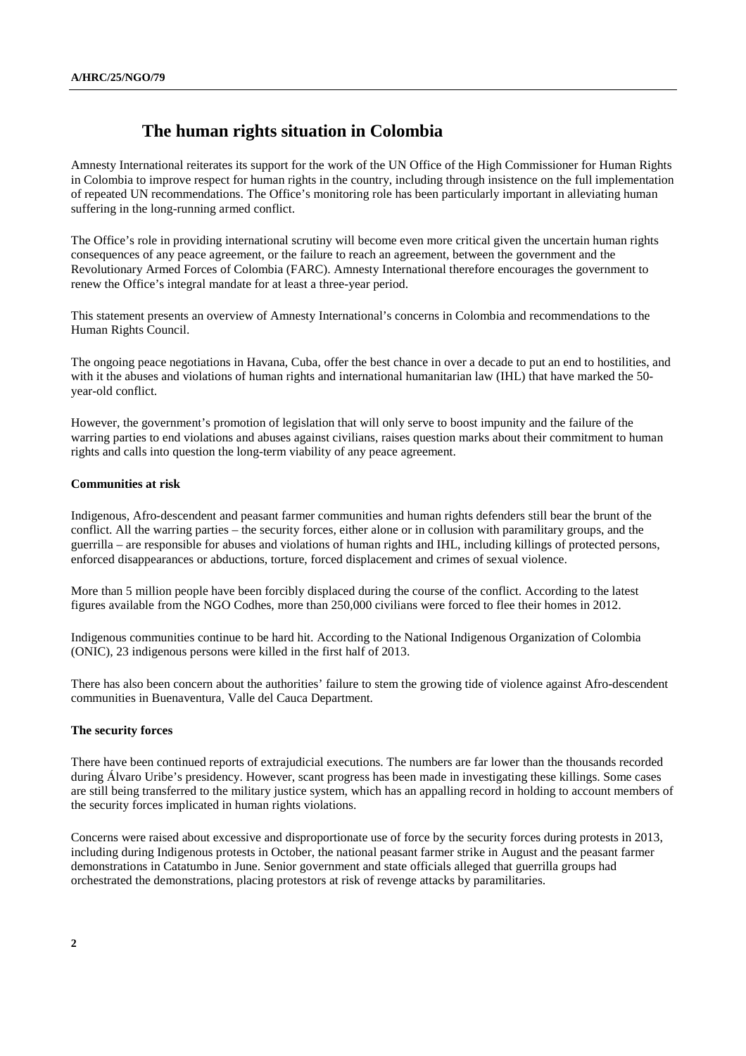# The human rights situation in Colombia

Amnesty International reiterates its support for the work of the UN Office of the High Commissioner for Human Rights in Colombia to improve respect for human rights in the country, including through insistence on the full implementation of repeated UN recommendations. The Office's monitoring role has been particularly important in alleviating human suffering in the long-running armed conflict.

The Office's role in providing international scrutiny will become even more critical given the uncertain human rights consequences of any peace agreement, or the failure to reach an agreement, between the government and the Revolutionary Armed Forces of Colombia (FARC). Amnesty International therefore encourages the government to renew the Office's integral mandate for at least a three-year period.

This statement presents an overview of Amnesty International's concerns in Colombia and recommendations to the Human Rights Council.

The ongoing peace negotiations in Havana, Cuba, offer the best chance in over a decade to put an end to hostilities, and with it the abuses and violations of human rights and international humanitarian law (IHL) that have marked the 50-year-old conflict.

However, the government's promotion of legislation that will only serve to boost impunity and the failure of the warring parties to end violations and abuses against civilians, raises question marks about their commitment to human rights and calls into question the long-term viability of any peace agreement.

**Communities at risk**

Indigenous, Afro-descendent and peasant farmer communities and human rights defenders still bear the brunt of the conflict. All the warring parties – the security forces, either alone or in collusion with paramilitary groups, and the guerrilla – are responsible for abuses and violations of human rights and IHL, including killings of protected persons, enforced disappearances or abductions, torture, forced displacement and crimes of sexual violence.

More than 5 million people have been forcibly displaced during the course of the conflict. According to the latest figures available from the NGO Codhes, more than 250,000 civilians were forced to flee their homes in 2012.

Indigenous communities continue to be hard hit. According to the National Indigenous Organization of Colombia (ONIC), 23 indigenous persons were killed in the first half of 2013.

There has also been concern about the authorities' failure to stem the growing tide of violence against Afro-descendent communities in Buenaventura, Valle del Cauca Department.

**The security forces**

There have been continued reports of extrajudicial executions. The numbers are far lower than the thousands recorded during Álvaro Uribe's presidency. However, scant progress has been made in investigating these killings. Some cases are still being transferred to the military justice system, which has an appalling record in holding to account members of the security forces implicated in human rights violations.

Concerns were raised about excessive and disproportionate use of force by the security forces during protests in 2013, including during Indigenous protests in October, the national peasant farmer strike in August and the peasant farmer demonstrations in Catatumbo in June. Senior government and state officials alleged that guerrilla groups had orchestrated the demonstrations, placing protestors at risk of revenge attacks by paramilitaries.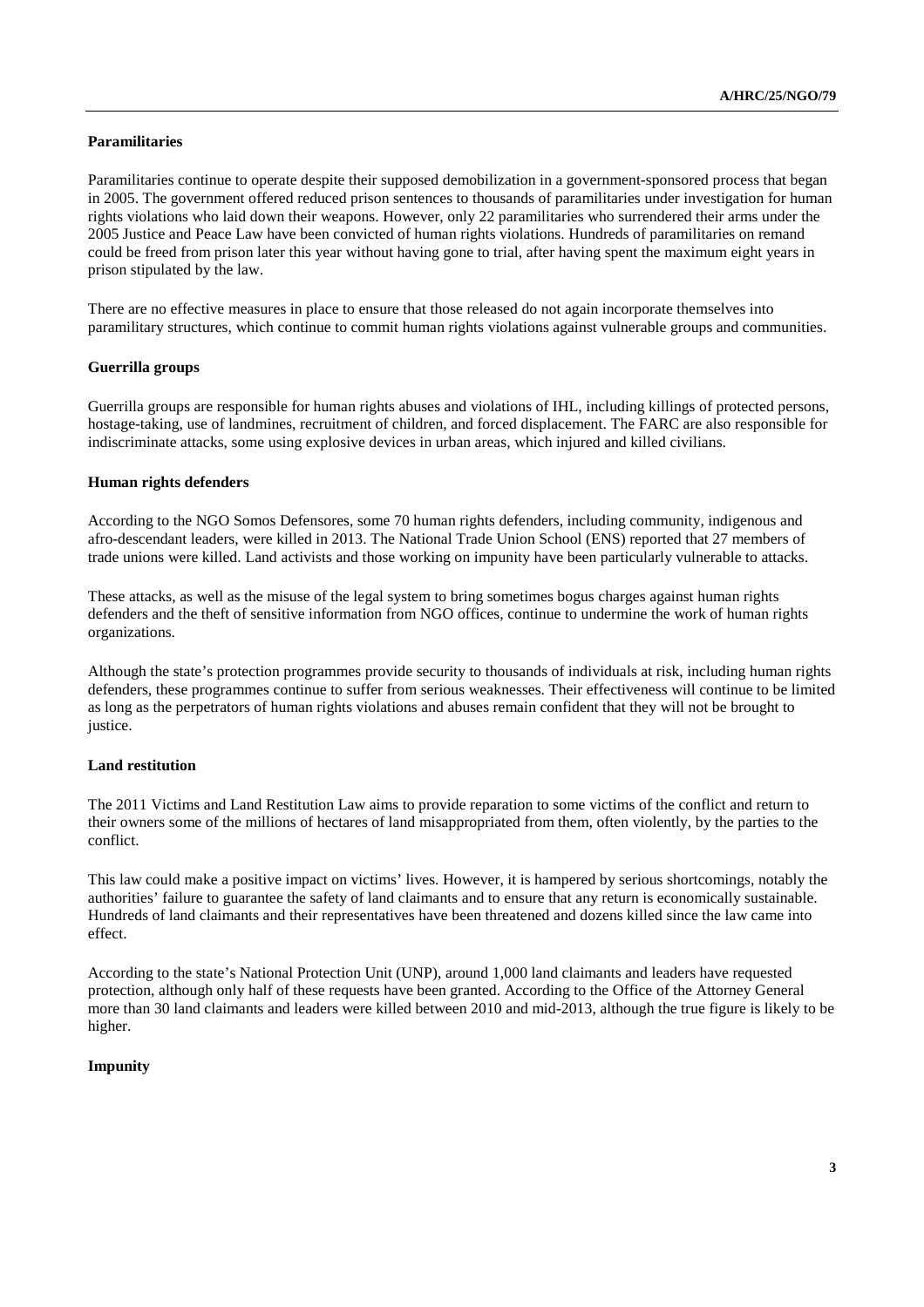### Paramilitaries

Paramilitaries continue to operate despite their supposed demobilization in a government-sponsored process that began in 2005. The government offered reduced prison sentences to thousands of paramilitaries under investigation for human rights violations who laid down their weapons. However, only 22 paramilitaries who surrendered their arms under the 2005 Justice and Peace Law have been convicted of human rights violations. Hundreds of paramilitaries on remand could be freed from prison later this year without having gone to trial, after having spent the maximum eight years in prison stipulated by the law.

There are no effective measures in place to ensure that those released do not again incorporate themselves into paramilitary structures, which continue to commit human rights violations against vulnerable groups and communities.

### Guerrilla groups

Guerrilla groups are responsible for human rights abuses and violations of IHL, including killings of protected persons, hostage-taking, use of landmines, recruitment of children, and forced displacement. The FARC are also responsible for indiscriminate attacks, some using explosive devices in urban areas, which injured and killed civilians.

### Human rights defenders

According to the NGO Somos Defensores, some 70 human rights defenders, including community, indigenous and afro-descendant leaders, were killed in 2013. The National Trade Union School (ENS) reported that 27 members of trade unions were killed. Land activists and those working on impunity have been particularly vulnerable to attacks.

These attacks, as well as the misuse of the legal system to bring sometimes bogus charges against human rights defenders and the theft of sensitive information from NGO offices, continue to undermine the work of human rights organizations.

Although the state's protection programmes provide security to thousands of individuals at risk, including human rights defenders, these programmes continue to suffer from serious weaknesses. Their effectiveness will continue to be limited as long as the perpetrators of human rights violations and abuses remain confident that they will not be brought to justice.

### Land restitution

The 2011 Victims and Land Restitution Law aims to provide reparation to some victims of the conflict and return to their owners some of the millions of hectares of land misappropriated from them, often violently, by the parties to the conflict.

This law could make a positive impact on victims' lives. However, it is hampered by serious shortcomings, notably the authorities' failure to guarantee the safety of land claimants and to ensure that any return is economically sustainable. Hundreds of land claimants and their representatives have been threatened and dozens killed since the law came into effect.

According to the state's National Protection Unit (UNP), around 1,000 land claimants and leaders have requested protection, although only half of these requests have been granted. According to the Office of the Attorney General more than 30 land claimants and leaders were killed between 2010 and mid-2013, although the true figure is likely to be higher.

### Impunity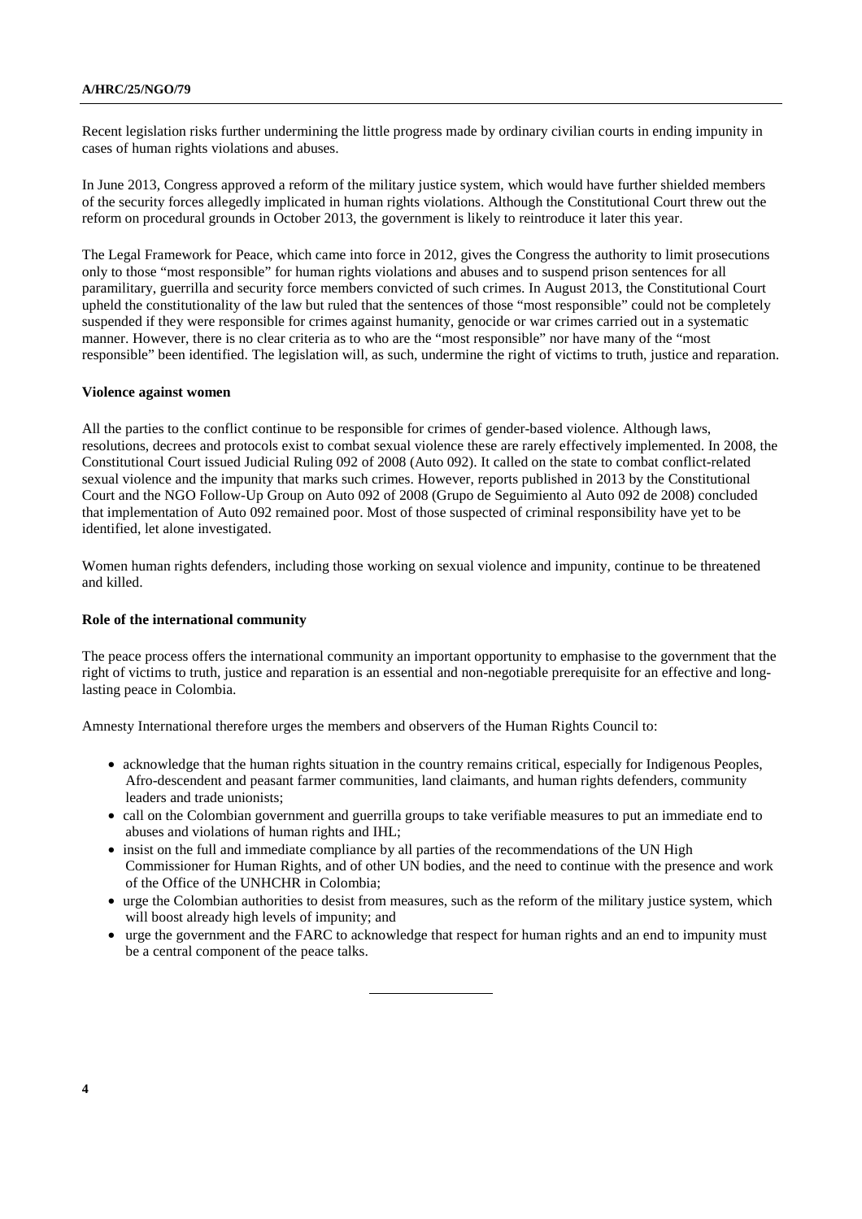Recent legislation risks further undermining the little progress made by ordinary civilian courts in ending impunity in cases of human rights violations and abuses.

In June 2013, Congress approved a reform of the military justice system, which would have further shielded members of the security forces allegedly implicated in human rights violations. Although the Constitutional Court threw out the reform on procedural grounds in October 2013, the government is likely to reintroduce it later this year.

The Legal Framework for Peace, which came into force in 2012, gives the Congress the authority to limit prosecutions only to those "most responsible" for human rights violations and abuses and to suspend prison sentences for all paramilitary, guerrilla and security force members convicted of such crimes. In August 2013, the Constitutional Court upheld the constitutionality of the law but ruled that the sentences of those "most responsible" could not be completely suspended if they were responsible for crimes against humanity, genocide or war crimes carried out in a systematic manner. However, there is no clear criteria as to who are the "most responsible" nor have many of the "most responsible" been identified. The legislation will, as such, undermine the right of victims to truth, justice and reparation.

**Violence against women**

All the parties to the conflict continue to be responsible for crimes of gender-based violence. Although laws, resolutions, decrees and protocols exist to combat sexual violence these are rarely effectively implemented. In 2008, the Constitutional Court issued Judicial Ruling 092 of 2008 (Auto 092). It called on the state to combat conflict-related sexual violence and the impunity that marks such crimes. However, reports published in 2013 by the Constitutional Court and the NGO Follow-Up Group on Auto 092 of 2008 (Grupo de Seguimiento al Auto 092 de 2008) concluded that implementation of Auto 092 remained poor. Most of those suspected of criminal responsibility have yet to be identified, let alone investigated.

Women human rights defenders, including those working on sexual violence and impunity, continue to be threatened and killed.

**Role of the international community**

The peace process offers the international community an important opportunity to emphasise to the government that the right of victims to truth, justice and reparation is an essential and non-negotiable prerequisite for an effective and long-lasting peace in Colombia.

Amnesty International therefore urges the members and observers of the Human Rights Council to:

- acknowledge that the human rights situation in the country remains critical, especially for Indigenous Peoples, Afro-descendent and peasant farmer communities, land claimants, and human rights defenders, community leaders and trade unionists;
- call on the Colombian government and guerrilla groups to take verifiable measures to put an immediate end to abuses and violations of human rights and IHL;
- insist on the full and immediate compliance by all parties of the recommendations of the UN High Commissioner for Human Rights, and of other UN bodies, and the need to continue with the presence and work of the Office of the UNHCHR in Colombia;
- urge the Colombian authorities to desist from measures, such as the reform of the military justice system, which will boost already high levels of impunity; and
- urge the government and the FARC to acknowledge that respect for human rights and an end to impunity must be a central component of the peace talks.